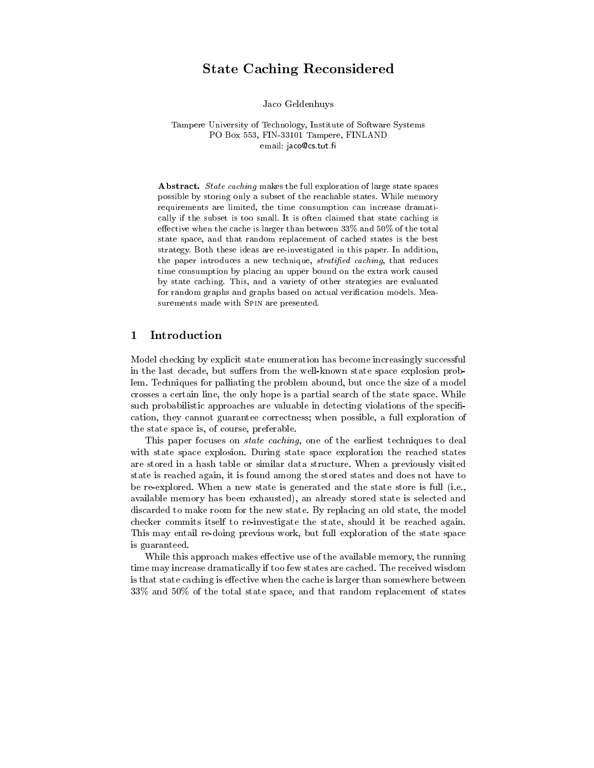# State Caching Reconsidered

Jaco Geldenhuys

Tampere University of Technology, Institute of Software Systems
PO Box 553, FIN-33101 Tampere, FINLAND
email: jaco@cs.tut.fi

**Abstract.** *State caching* makes the full exploration of large state spaces possible by storing only a subset of the reachable states. While memory requirements are limited, the time consumption can increase dramatically if the subset is too small. It is often claimed that state caching is effective when the cache is larger than between 33% and 50% of the total state space, and that random replacement of cached states is the best strategy. Both these ideas are re-investigated in this paper. In addition, the paper introduces a new technique, *stratified caching*, that reduces time consumption by placing an upper bound on the extra work caused by state caching. This, and a variety of other strategies are evaluated for random graphs and graphs based on actual verification models. Measurements made with Spin are presented.

## 1 Introduction

Model checking by explicit state enumeration has become increasingly successful in the last decade, but suffers from the well-known state space explosion problem. Techniques for palliating the problem abound, but once the size of a model crosses a certain line, the only hope is a partial search of the state space. While such probabilistic approaches are valuable in detecting violations of the specification, they cannot guarantee correctness; when possible, a full exploration of the state space is, of course, preferable.

This paper focuses on *state caching*, one of the earliest techniques to deal with state space explosion. During state space exploration the reached states are stored in a hash table or similar data structure. When a previously visited state is reached again, it is found among the stored states and does not have to be re-explored. When a new state is generated and the state store is full (i.e., available memory has been exhausted), an already stored state is selected and discarded to make room for the new state. By replacing an old state, the model checker commits itself to re-investigate the state, should it be reached again. This may entail re-doing previous work, but full exploration of the state space is guaranteed.

While this approach makes effective use of the available memory, the running time may increase dramatically if too few states are cached. The received wisdom is that state caching is effective when the cache is larger than somewhere between 33% and 50% of the total state space, and that random replacement of states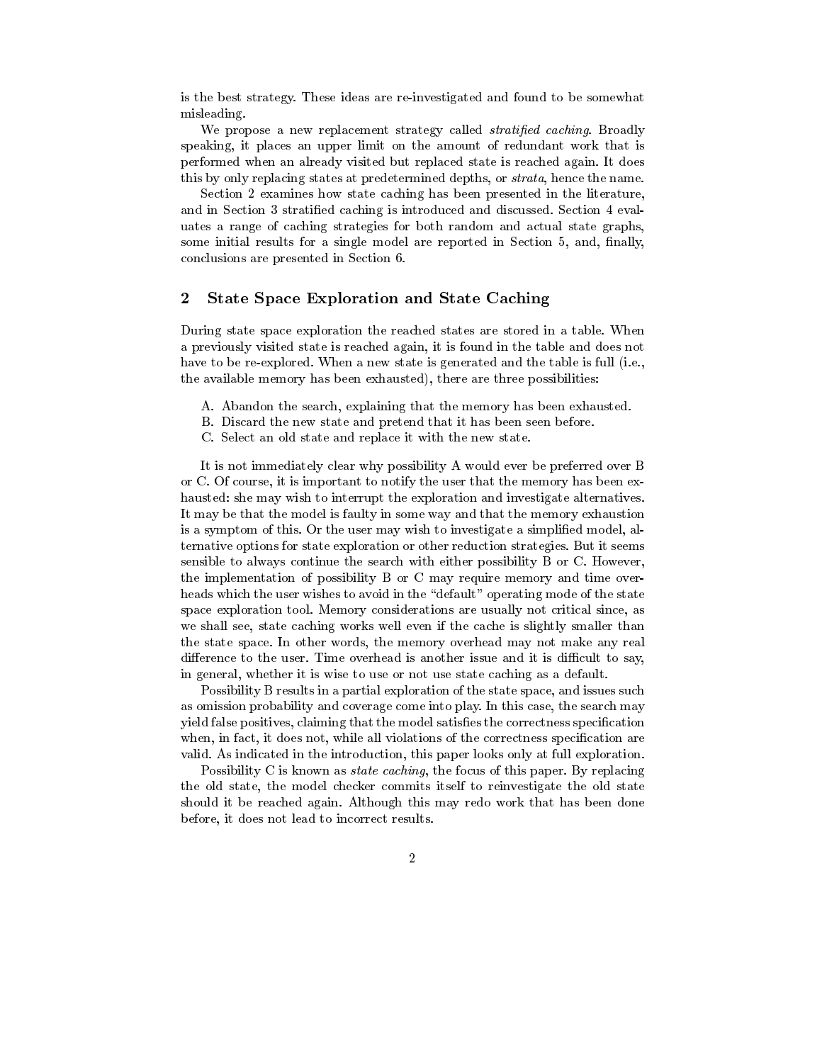is the best strategy. These ideas are re-investigated and found to be somewhat misleading.

We propose a new replacement strategy called *stratified caching*. Broadly speaking, it places an upper limit on the amount of redundant work that is performed when an already visited but replaced state is reached again. It does this by only replacing states at predetermined depths, or *strata*, hence the name.

Section 2 examines how state caching has been presented in the literature, and in Section 3 stratified caching is introduced and discussed. Section 4 evaluates a range of caching strategies for both random and actual state graphs, some initial results for a single model are reported in Section 5, and, finally, conclusions are presented in Section 6.

## 2 State Space Exploration and State Caching

During state space exploration the reached states are stored in a table. When a previously visited state is reached again, it is found in the table and does not have to be re-explored. When a new state is generated and the table is full (i.e., the available memory has been exhausted), there are three possibilities:

A. Abandon the search, explaining that the memory has been exhausted.
B. Discard the new state and pretend that it has been seen before.
C. Select an old state and replace it with the new state.

It is not immediately clear why possibility A would ever be preferred over B or C. Of course, it is important to notify the user that the memory has been exhausted: she may wish to interrupt the exploration and investigate alternatives. It may be that the model is faulty in some way and that the memory exhaustion is a symptom of this. Or the user may wish to investigate a simplified model, alternative options for state exploration or other reduction strategies. But it seems sensible to always continue the search with either possibility B or C. However, the implementation of possibility B or C may require memory and time overheads which the user wishes to avoid in the "default" operating mode of the state space exploration tool. Memory considerations are usually not critical since, as we shall see, state caching works well even if the cache is slightly smaller than the state space. In other words, the memory overhead may not make any real difference to the user. Time overhead is another issue and it is difficult to say, in general, whether it is wise to use or not use state caching as a default.

Possibility B results in a partial exploration of the state space, and issues such as omission probability and coverage come into play. In this case, the search may yield false positives, claiming that the model satisfies the correctness specification when, in fact, it does not, while all violations of the correctness specification are valid. As indicated in the introduction, this paper looks only at full exploration.

Possibility C is known as *state caching*, the focus of this paper. By replacing the old state, the model checker commits itself to reinvestigate the old state should it be reached again. Although this may redo work that has been done before, it does not lead to incorrect results.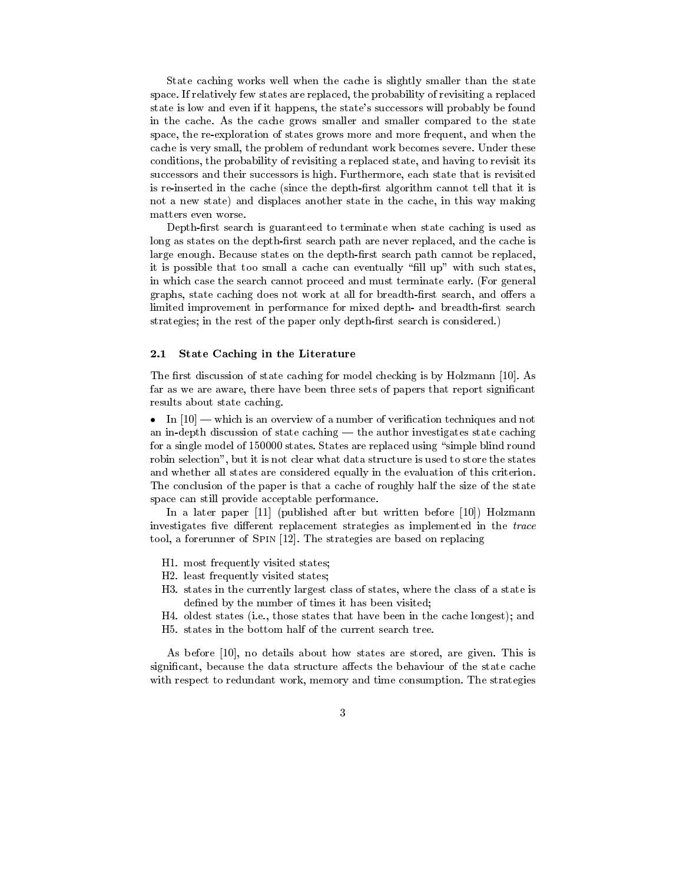State caching works well when the cache is slightly smaller than the state space. If relatively few states are replaced, the probability of revisiting a replaced state is low and even if it happens, the state's successors will probably be found in the cache. As the cache grows smaller and smaller compared to the state space, the re-exploration of states grows more and more frequent, and when the cache is very small, the problem of redundant work becomes severe. Under these conditions, the probability of revisiting a replaced state, and having to revisit its successors and their successors is high. Furthermore, each state that is revisited is re-inserted in the cache (since the depth-first algorithm cannot tell that it is not a new state) and displaces another state in the cache, in this way making matters even worse.

Depth-first search is guaranteed to terminate when state caching is used as long as states on the depth-first search path are never replaced, and the cache is large enough. Because states on the depth-first search path cannot be replaced, it is possible that too small a cache can eventually "fill up" with such states, in which case the search cannot proceed and must terminate early. (For general graphs, state caching does not work at all for breadth-first search, and offers a limited improvement in performance for mixed depth- and breadth-first search strategies; in the rest of the paper only depth-first search is considered.)

### 2.1 State Caching in the Literature

The first discussion of state caching for model checking is by Holzmann [10]. As far as we are aware, there have been three sets of papers that report significant results about state caching.

- In [10] — which is an overview of a number of verification techniques and not an in-depth discussion of state caching — the author investigates state caching for a single model of 150000 states. States are replaced using "simple blind round robin selection", but it is not clear what data structure is used to store the states and whether all states are considered equally in the evaluation of this criterion. The conclusion of the paper is that a cache of roughly half the size of the state space can still provide acceptable performance.

  In a later paper [11] (published after but written before [10]) Holzmann investigates five different replacement strategies as implemented in the *trace* tool, a forerunner of SPIN [12]. The strategies are based on replacing

  - H1. most frequently visited states;
  - H2. least frequently visited states;
  - H3. states in the currently largest class of states, where the class of a state is defined by the number of times it has been visited;
  - H4. oldest states (i.e., those states that have been in the cache longest); and
  - H5. states in the bottom half of the current search tree.

  As before [10], no details about how states are stored, are given. This is significant, because the data structure affects the behaviour of the state cache with respect to redundant work, memory and time consumption. The strategies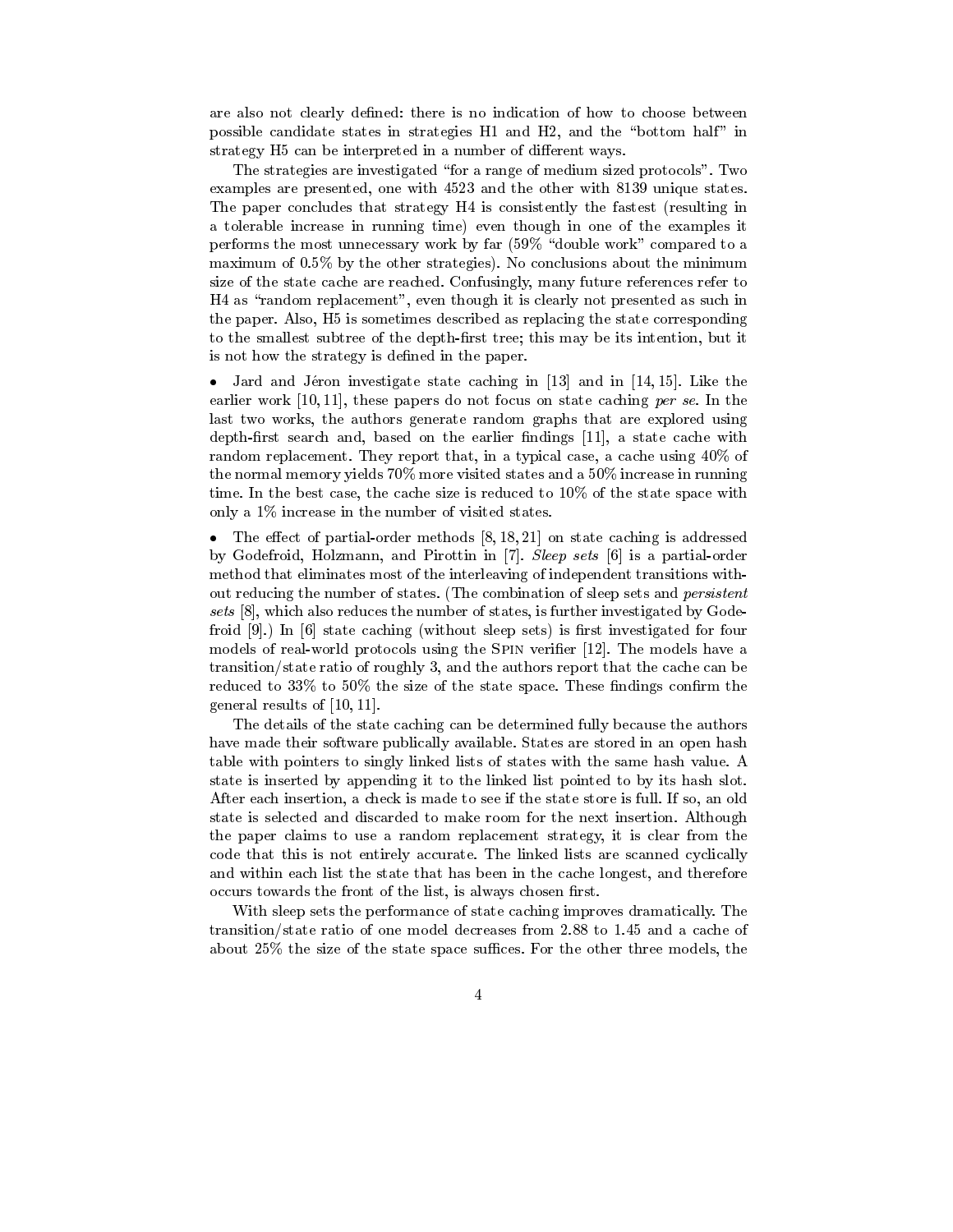are also not clearly defined: there is no indication of how to choose between possible candidate states in strategies H1 and H2, and the "bottom half" in strategy H5 can be interpreted in a number of different ways.

The strategies are investigated "for a range of medium sized protocols". Two examples are presented, one with 4523 and the other with 8139 unique states. The paper concludes that strategy H4 is consistently the fastest (resulting in a tolerable increase in running time) even though in one of the examples it performs the most unnecessary work by far (59% "double work" compared to a maximum of 0.5% by the other strategies). No conclusions about the minimum size of the state cache are reached. Confusingly, many future references refer to H4 as "random replacement", even though it is clearly not presented as such in the paper. Also, H5 is sometimes described as replacing the state corresponding to the smallest subtree of the depth-first tree; this may be its intention, but it is not how the strategy is defined in the paper.

- Jard and Jéron investigate state caching in [13] and in [14, 15]. Like the earlier work [10, 11], these papers do not focus on state caching *per se*. In the last two works, the authors generate random graphs that are explored using depth-first search and, based on the earlier findings [11], a state cache with random replacement. They report that, in a typical case, a cache using 40% of the normal memory yields 70% more visited states and a 50% increase in running time. In the best case, the cache size is reduced to 10% of the state space with only a 1% increase in the number of visited states.

- The effect of partial-order methods [8, 18, 21] on state caching is addressed by Godefroid, Holzmann, and Pirottin in [7]. *Sleep sets* [6] is a partial-order method that eliminates most of the interleaving of independent transitions without reducing the number of states. (The combination of sleep sets and *persistent sets* [8], which also reduces the number of states, is further investigated by Godefroid [9].) In [6] state caching (without sleep sets) is first investigated for four models of real-world protocols using the Spin verifier [12]. The models have a transition/state ratio of roughly 3, and the authors report that the cache can be reduced to 33% to 50% the size of the state space. These findings confirm the general results of [10, 11].

The details of the state caching can be determined fully because the authors have made their software publically available. States are stored in an open hash table with pointers to singly linked lists of states with the same hash value. A state is inserted by appending it to the linked list pointed to by its hash slot. After each insertion, a check is made to see if the state store is full. If so, an old state is selected and discarded to make room for the next insertion. Although the paper claims to use a random replacement strategy, it is clear from the code that this is not entirely accurate. The linked lists are scanned cyclically and within each list the state that has been in the cache longest, and therefore occurs towards the front of the list, is always chosen first.

With sleep sets the performance of state caching improves dramatically. The transition/state ratio of one model decreases from 2.88 to 1.45 and a cache of about 25% the size of the state space suffices. For the other three models, the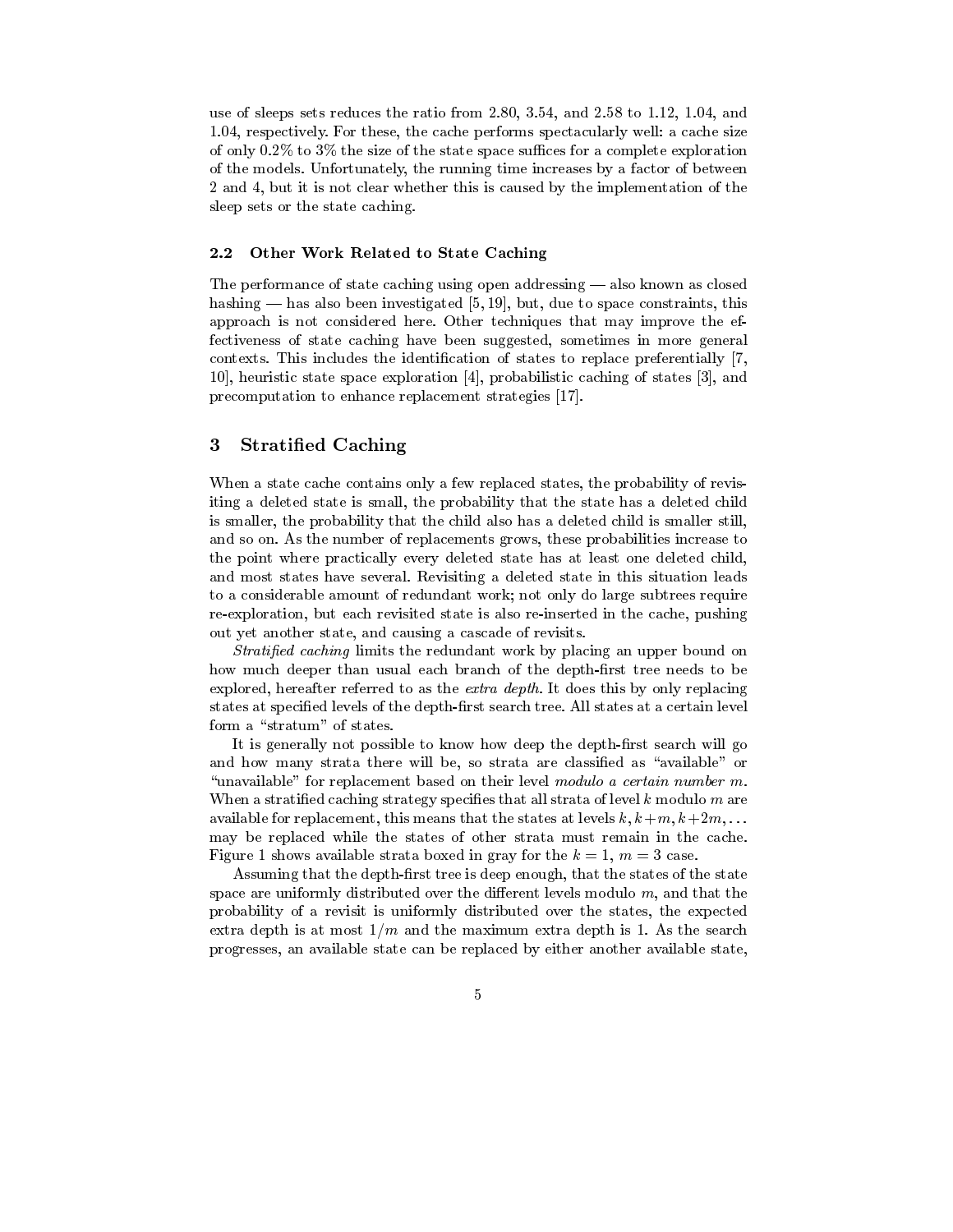use of sleeps sets reduces the ratio from 2.80, 3.54, and 2.58 to 1.12, 1.04, and 1.04, respectively. For these, the cache performs spectacularly well: a cache size of only 0.2% to 3% the size of the state space suffices for a complete exploration of the models. Unfortunately, the running time increases by a factor of between 2 and 4, but it is not clear whether this is caused by the implementation of the sleep sets or the state caching.

### 2.2 Other Work Related to State Caching

The performance of state caching using open addressing — also known as closed hashing — has also been investigated [5, 19], but, due to space constraints, this approach is not considered here. Other techniques that may improve the effectiveness of state caching have been suggested, sometimes in more general contexts. This includes the identification of states to replace preferentially [7, 10], heuristic state space exploration [4], probabilistic caching of states [3], and precomputation to enhance replacement strategies [17].

## 3 Stratified Caching

When a state cache contains only a few replaced states, the probability of revisiting a deleted state is small, the probability that the state has a deleted child is smaller, the probability that the child also has a deleted child is smaller still, and so on. As the number of replacements grows, these probabilities increase to the point where practically every deleted state has at least one deleted child, and most states have several. Revisiting a deleted state in this situation leads to a considerable amount of redundant work; not only do large subtrees require re-exploration, but each revisited state is also re-inserted in the cache, pushing out yet another state, and causing a cascade of revisits.

*Stratified caching* limits the redundant work by placing an upper bound on how much deeper than usual each branch of the depth-first tree needs to be explored, hereafter referred to as the *extra depth*. It does this by only replacing states at specified levels of the depth-first search tree. All states at a certain level form a "stratum" of states.

It is generally not possible to know how deep the depth-first search will go and how many strata there will be, so strata are classified as "available" or "unavailable" for replacement based on their level *modulo a certain number $m$*. When a stratified caching strategy specifies that all strata of level $k$ modulo $m$ are available for replacement, this means that the states at levels $k, k+m, k+2m, \ldots$ may be replaced while the states of other strata must remain in the cache. Figure 1 shows available strata boxed in gray for the $k = 1$, $m = 3$ case.

Assuming that the depth-first tree is deep enough, that the states of the state space are uniformly distributed over the different levels modulo $m$, and that the probability of a revisit is uniformly distributed over the states, the expected extra depth is at most $1/m$ and the maximum extra depth is 1. As the search progresses, an available state can be replaced by either another available state,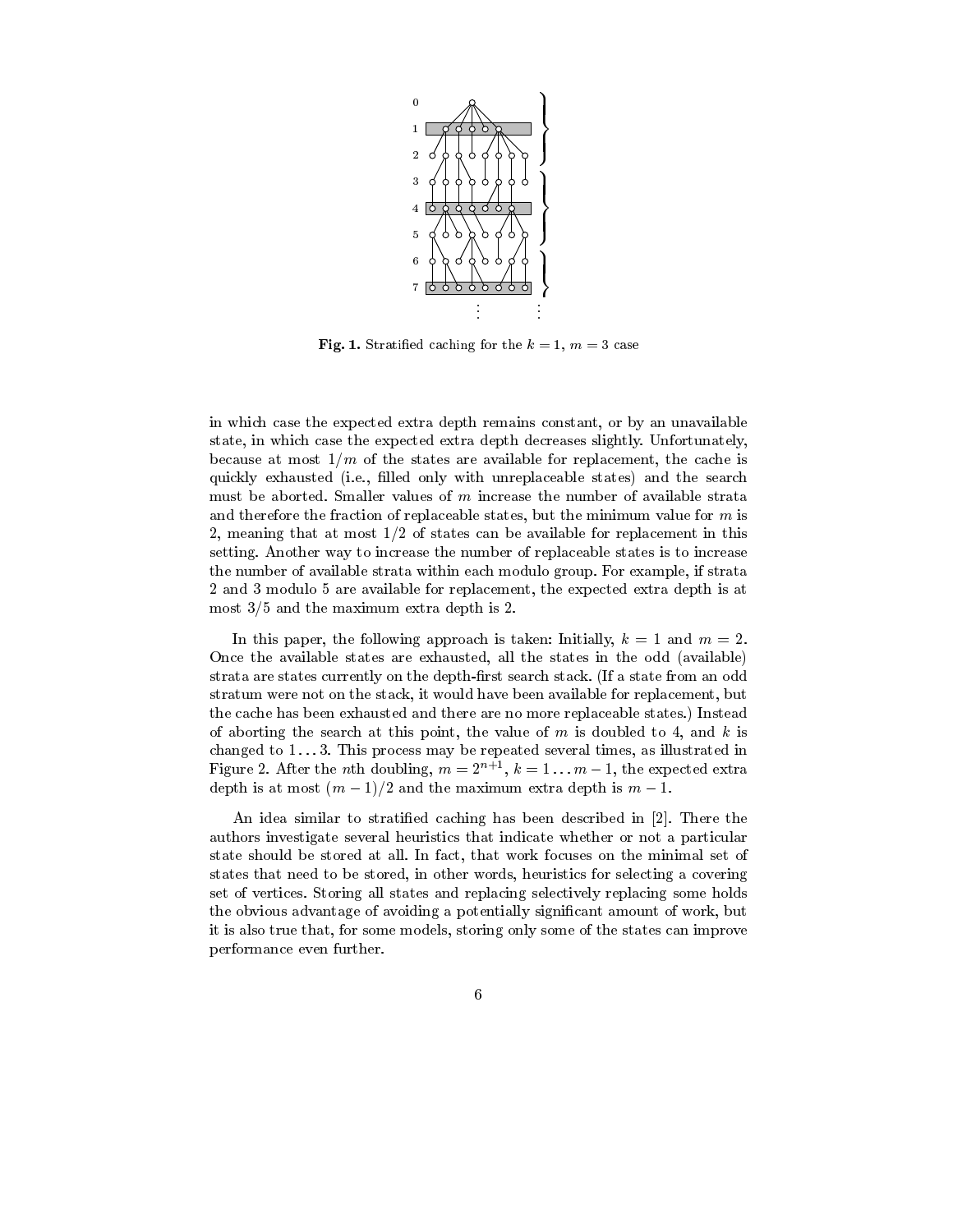**Fig. 1.** Stratified caching for the $k = 1$, $m = 3$ case

in which case the expected extra depth remains constant, or by an unavailable state, in which case the expected extra depth decreases slightly. Unfortunately, because at most $1/m$ of the states are available for replacement, the cache is quickly exhausted (i.e., filled only with unreplaceable states) and the search must be aborted. Smaller values of $m$ increase the number of available strata and therefore the fraction of replaceable states, but the minimum value for $m$ is 2, meaning that at most $1/2$ of states can be available for replacement in this setting. Another way to increase the number of replaceable states is to increase the number of available strata within each modulo group. For example, if strata 2 and 3 modulo 5 are available for replacement, the expected extra depth is at most $3/5$ and the maximum extra depth is 2.

In this paper, the following approach is taken: Initially, $k = 1$ and $m = 2$. Once the available states are exhausted, all the states in the odd (available) strata are states currently on the depth-first search stack. (If a state from an odd stratum were not on the stack, it would have been available for replacement, but the cache has been exhausted and there are no more replaceable states.) Instead of aborting the search at this point, the value of $m$ is doubled to 4, and $k$ is changed to $1 \ldots 3$. This process may be repeated several times, as illustrated in Figure 2. After the $n$th doubling, $m = 2^{n+1}$, $k = 1 \ldots m-1$, the expected extra depth is at most $(m-1)/2$ and the maximum extra depth is $m - 1$.

An idea similar to stratified caching has been described in [2]. There the authors investigate several heuristics that indicate whether or not a particular state should be stored at all. In fact, that work focuses on the minimal set of states that need to be stored, in other words, heuristics for selecting a covering set of vertices. Storing all states and replacing selectively replacing some holds the obvious advantage of avoiding a potentially significant amount of work, but it is also true that, for some models, storing only some of the states can improve performance even further.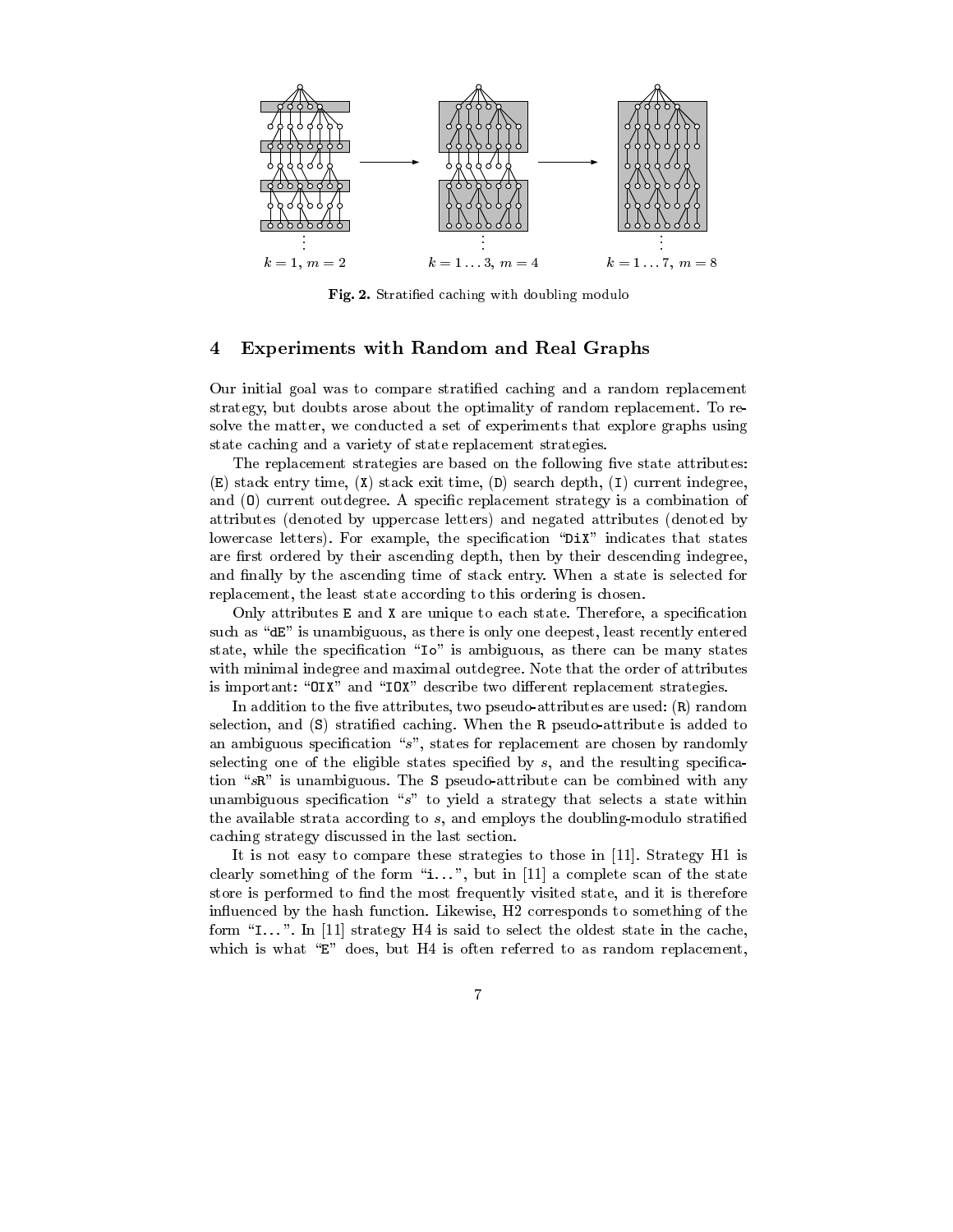$k = 1$, $m = 2$

$k = 1 \ldots 3$, $m = 4$

$k = 1 \ldots 7$, $m = 8$

**Fig. 2.** Stratified caching with doubling modulo

## 4 Experiments with Random and Real Graphs

Our initial goal was to compare stratified caching and a random replacement strategy, but doubts arose about the optimality of random replacement. To resolve the matter, we conducted a set of experiments that explore graphs using state caching and a variety of state replacement strategies.

The replacement strategies are based on the following five state attributes: (`E`) stack entry time, (`X`) stack exit time, (`D`) search depth, (`I`) current indegree, and (`O`) current outdegree. A specific replacement strategy is a combination of attributes (denoted by uppercase letters) and negated attributes (denoted by lowercase letters). For example, the specification "`DiX`" indicates that states are first ordered by their ascending depth, then by their descending indegree, and finally by the ascending time of stack entry. When a state is selected for replacement, the least state according to this ordering is chosen.

Only attributes `E` and `X` are unique to each state. Therefore, a specification such as "`dE`" is unambiguous, as there is only one deepest, least recently entered state, while the specification "`Io`" is ambiguous, as there can be many states with minimal indegree and maximal outdegree. Note that the order of attributes is important: "`OIX`" and "`IOX`" describe two different replacement strategies.

In addition to the five attributes, two pseudo-attributes are used: (`R`) random selection, and (`S`) stratified caching. When the `R` pseudo-attribute is added to an ambiguous specification "$s$", states for replacement are chosen by randomly selecting one of the eligible states specified by $s$, and the resulting specification "$s$`R`" is unambiguous. The `S` pseudo-attribute can be combined with any unambiguous specification "$s$" to yield a strategy that selects a state within the available strata according to $s$, and employs the doubling-modulo stratified caching strategy discussed in the last section.

It is not easy to compare these strategies to those in [11]. Strategy H1 is clearly something of the form "`i`...", but in [11] a complete scan of the state store is performed to find the most frequently visited state, and it is therefore influenced by the hash function. Likewise, H2 corresponds to something of the form "`I`...". In [11] strategy H4 is said to select the oldest state in the cache, which is what "`E`" does, but H4 is often referred to as random replacement,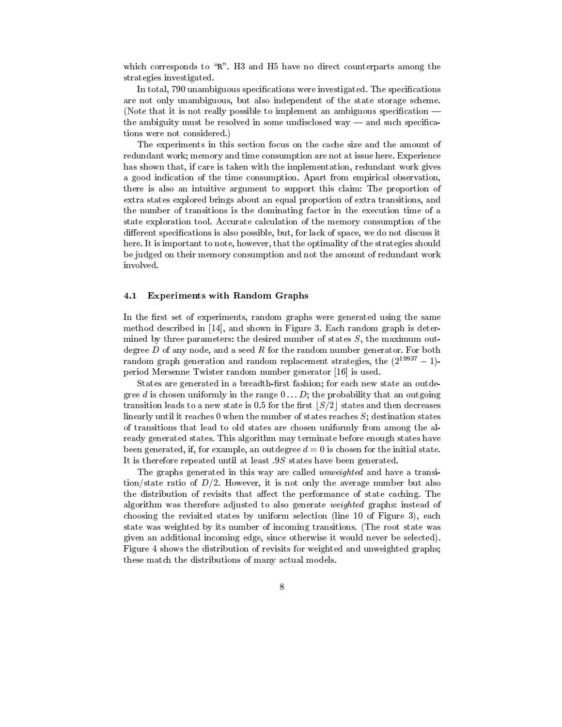which corresponds to "R". H3 and H5 have no direct counterparts among the strategies investigated.

In total, 790 unambiguous specifications were investigated. The specifications are not only unambiguous, but also independent of the state storage scheme. (Note that it is not really possible to implement an ambiguous specification — the ambiguity must be resolved in some undisclosed way — and such specifications were not considered.)

The experiments in this section focus on the cache size and the amount of redundant work; memory and time consumption are not at issue here. Experience has shown that, if care is taken with the implementation, redundant work gives a good indication of the time consumption. Apart from empirical observation, there is also an intuitive argument to support this claim: The proportion of extra states explored brings about an equal proportion of extra transitions, and the number of transitions is the dominating factor in the execution time of a state exploration tool. Accurate calculation of the memory consumption of the different specifications is also possible, but, for lack of space, we do not discuss it here. It is important to note, however, that the optimality of the strategies should be judged on their memory consumption and not the amount of redundant work involved.

### 4.1 Experiments with Random Graphs

In the first set of experiments, random graphs were generated using the same method described in [14], and shown in Figure 3. Each random graph is determined by three parameters: the desired number of states $S$, the maximum outdegree $D$ of any node, and a seed $R$ for the random number generator. For both random graph generation and random replacement strategies, the $(2^{19937}-1)$-period Mersenne Twister random number generator [16] is used.

States are generated in a breadth-first fashion; for each new state an outdegree $d$ is chosen uniformly in the range $0 \ldots D$; the probability that an outgoing transition leads to a new state is 0.5 for the first $\lfloor S/2 \rfloor$ states and then decreases linearly until it reaches 0 when the number of states reaches $S$; destination states of transitions that lead to old states are chosen uniformly from among the already generated states. This algorithm may terminate before enough states have been generated, if, for example, an outdegree $d = 0$ is chosen for the initial state. It is therefore repeated until at least $.9S$ states have been generated.

The graphs generated in this way are called *unweighted* and have a transition/state ratio of $D/2$. However, it is not only the average number but also the distribution of revisits that affect the performance of state caching. The algorithm was therefore adjusted to also generate *weighted* graphs: instead of choosing the revisited states by uniform selection (line 10 of Figure 3), each state was weighted by its number of incoming transitions. (The root state was given an additional incoming edge, since otherwise it would never be selected). Figure 4 shows the distribution of revisits for weighted and unweighted graphs; these match the distributions of many actual models.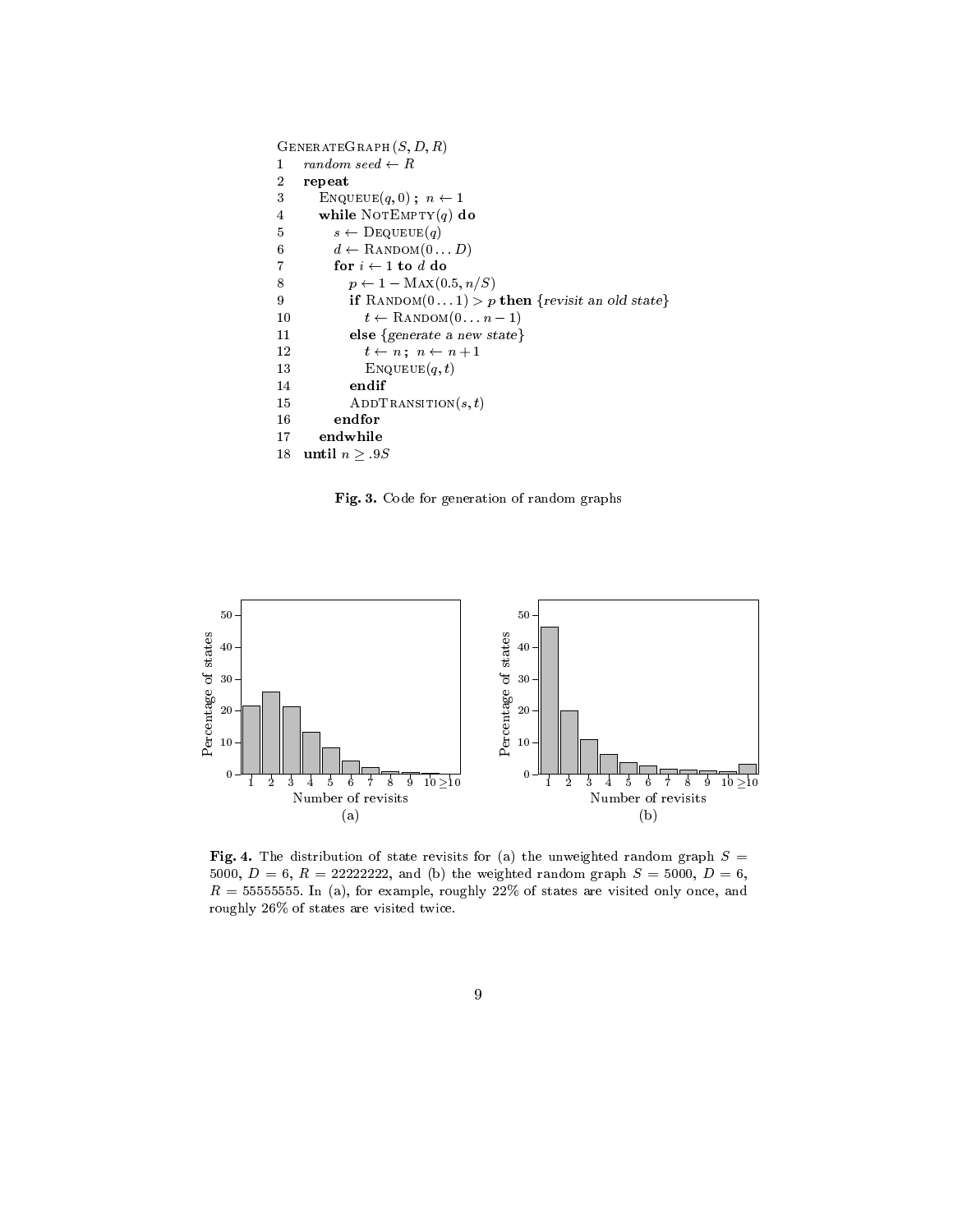```
GenerateGraph (S, D, R)
1   random seed ← R
2   repeat
3      Enqueue(q, 0) ; n ← 1
4      while NotEmpty(q) do
5         s ← Dequeue(q)
6         d ← Random(0 . . . D)
7         for i ← 1 to d do
8            p ← 1 − Max(0.5, n/S)
9            if Random(0 . . . 1) > p then {revisit an old state}
10              t ← Random(0 . . . n − 1)
11           else {generate a new state}
12              t ← n ; n ← n + 1
13              Enqueue(q, t)
14           endif
15           AddTransition(s, t)
16        endfor
17     endwhile
18  until n ≥ .9S
```

**Fig. 3.** Code for generation of random graphs

**Fig. 4.** The distribution of state revisits for (a) the unweighted random graph $S = 5000$, $D = 6$, $R = 22222222$, and (b) the weighted random graph $S = 5000$, $D = 6$, $R = 55555555$. In (a), for example, roughly 22% of states are visited only once, and roughly 26% of states are visited twice.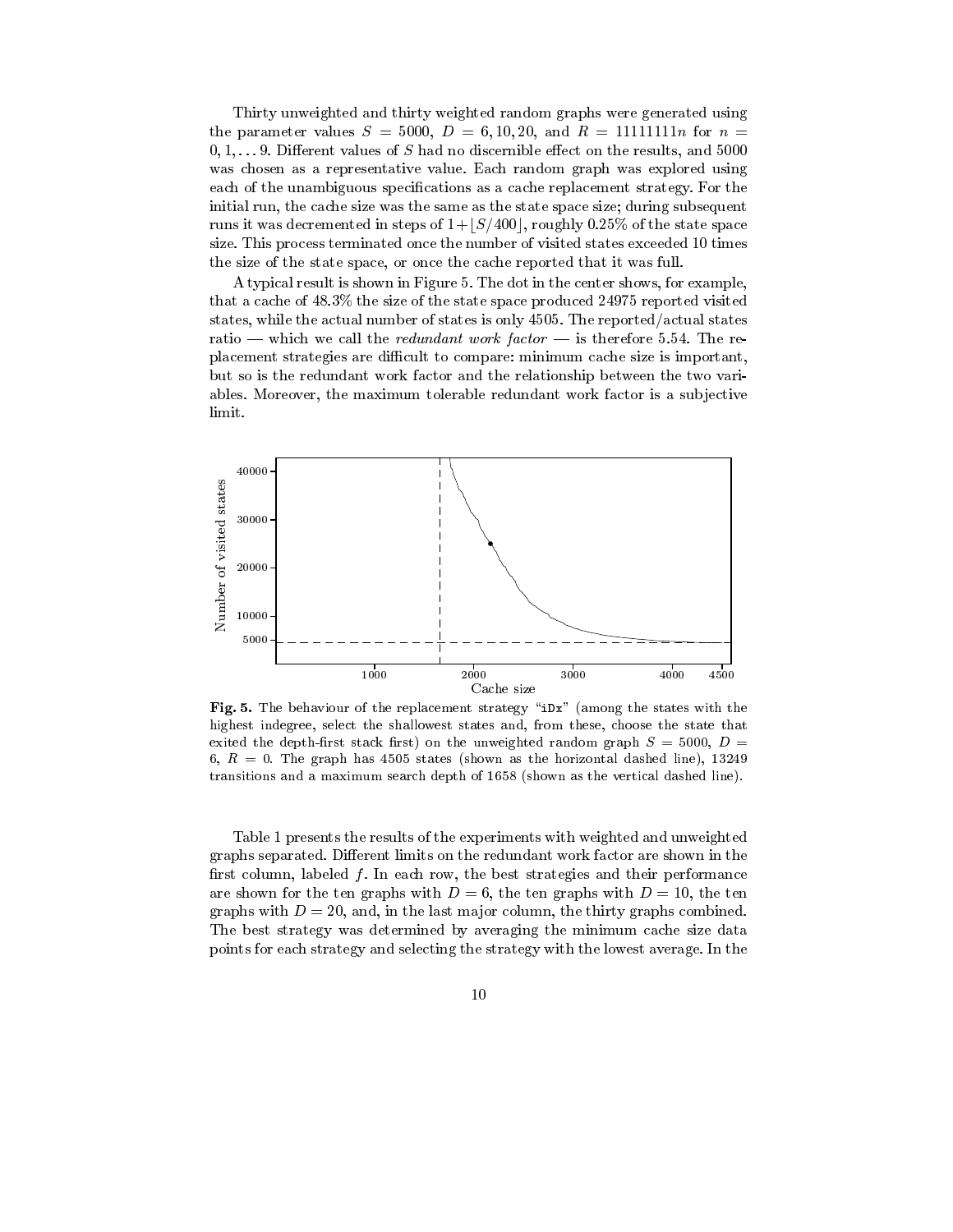Thirty unweighted and thirty weighted random graphs were generated using the parameter values $S = 5000$, $D = 6, 10, 20$, and $R = 11111111n$ for $n = 0, 1, \ldots 9$. Different values of $S$ had no discernible effect on the results, and 5000 was chosen as a representative value. Each random graph was explored using each of the unambiguous specifications as a cache replacement strategy. For the initial run, the cache size was the same as the state space size; during subsequent runs it was decremented in steps of $1 + \lfloor S/400 \rfloor$, roughly 0.25% of the state space size. This process terminated once the number of visited states exceeded 10 times the size of the state space, or once the cache reported that it was full.

A typical result is shown in Figure 5. The dot in the center shows, for example, that a cache of 48.3% the size of the state space produced 24975 reported visited states, while the actual number of states is only 4505. The reported/actual states ratio — which we call the *redundant work factor* — is therefore 5.54. The replacement strategies are difficult to compare: minimum cache size is important, but so is the redundant work factor and the relationship between the two variables. Moreover, the maximum tolerable redundant work factor is a subjective limit.

**Fig. 5.** The behaviour of the replacement strategy "iDx" (among the states with the highest indegree, select the shallowest states and, from these, choose the state that exited the depth-first stack first) on the unweighted random graph $S = 5000$, $D = 6$, $R = 0$. The graph has 4505 states (shown as the horizontal dashed line), 13249 transitions and a maximum search depth of 1658 (shown as the vertical dashed line).

Table 1 presents the results of the experiments with weighted and unweighted graphs separated. Different limits on the redundant work factor are shown in the first column, labeled $f$. In each row, the best strategies and their performance are shown for the ten graphs with $D = 6$, the ten graphs with $D = 10$, the ten graphs with $D = 20$, and, in the last major column, the thirty graphs combined. The best strategy was determined by averaging the minimum cache size data points for each strategy and selecting the strategy with the lowest average. In the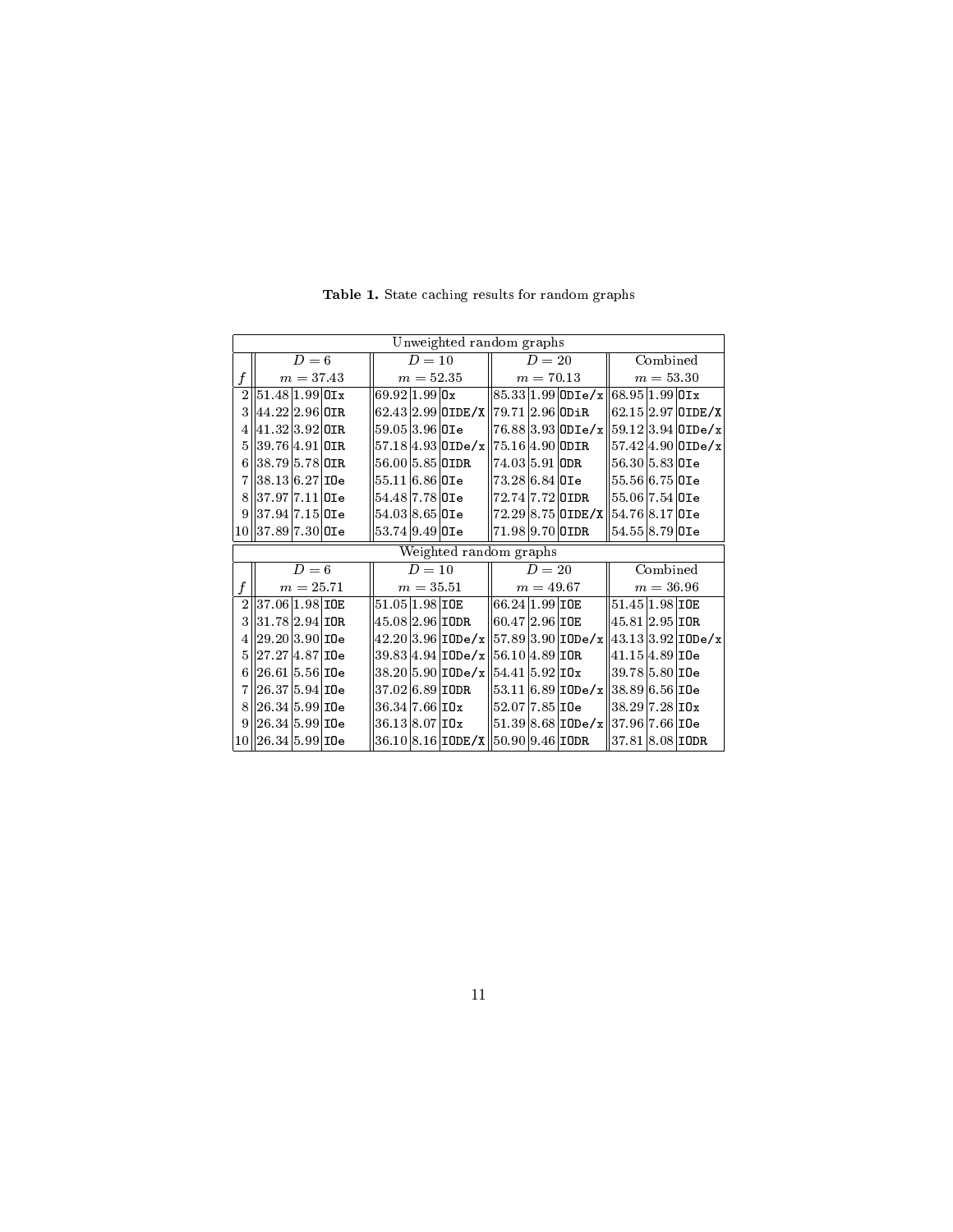**Table 1.** State caching results for random graphs

| Unweighted random graphs | | | | | | | | | | | | |
|---|---|---|---|---|---|---|---|---|---|---|---|---|
| | $D = 6$ | | | $D = 10$ | | | $D = 20$ | | | Combined | | |
| $f$ | $m = 37.43$ | | | $m = 52.35$ | | | $m = 70.13$ | | | $m = 53.30$ | | |
| 2 | 51.48 | 1.99 | `OIx` | 69.92 | 1.99 | `Ox` | 85.33 | 1.99 | `ODIe/x` | 68.95 | 1.99 | `OIx` |
| 3 | 44.22 | 2.96 | `OIR` | 62.43 | 2.99 | `OIDE/X` | 79.71 | 2.96 | `ODiR` | 62.15 | 2.97 | `OIDE/X` |
| 4 | 41.32 | 3.92 | `OIR` | 59.05 | 3.96 | `OIe` | 76.88 | 3.93 | `ODIe/x` | 59.12 | 3.94 | `OIDe/x` |
| 5 | 39.76 | 4.91 | `OIR` | 57.18 | 4.93 | `OIDe/x` | 75.16 | 4.90 | `ODIR` | 57.42 | 4.90 | `OIDe/x` |
| 6 | 38.79 | 5.78 | `OIR` | 56.00 | 5.85 | `OIDR` | 74.03 | 5.91 | `ODR` | 56.30 | 5.83 | `OIe` |
| 7 | 38.13 | 6.27 | `IOe` | 55.11 | 6.86 | `OIe` | 73.28 | 6.84 | `OIe` | 55.56 | 6.75 | `OIe` |
| 8 | 37.97 | 7.11 | `OIe` | 54.48 | 7.78 | `OIe` | 72.74 | 7.72 | `OIDR` | 55.06 | 7.54 | `OIe` |
| 9 | 37.94 | 7.15 | `OIe` | 54.03 | 8.65 | `OIe` | 72.29 | 8.75 | `OIDE/X` | 54.76 | 8.17 | `OIe` |
| 10 | 37.89 | 7.30 | `OIe` | 53.74 | 9.49 | `OIe` | 71.98 | 9.70 | `OIDR` | 54.55 | 8.79 | `OIe` |
| **Weighted random graphs** | | | | | | | | | | | | |
| | $D = 6$ | | | $D = 10$ | | | $D = 20$ | | | Combined | | |
| $f$ | $m = 25.71$ | | | $m = 35.51$ | | | $m = 49.67$ | | | $m = 36.96$ | | |
| 2 | 37.06 | 1.98 | `IOE` | 51.05 | 1.98 | `IOE` | 66.24 | 1.99 | `IOE` | 51.45 | 1.98 | `IOE` |
| 3 | 31.78 | 2.94 | `IOR` | 45.08 | 2.96 | `IODR` | 60.47 | 2.96 | `IOE` | 45.81 | 2.95 | `IOR` |
| 4 | 29.20 | 3.90 | `IOe` | 42.20 | 3.96 | `IODe/x` | 57.89 | 3.90 | `IODe/x` | 43.13 | 3.92 | `IODe/x` |
| 5 | 27.27 | 4.87 | `IOe` | 39.83 | 4.94 | `IODe/x` | 56.10 | 4.89 | `IOR` | 41.15 | 4.89 | `IOe` |
| 6 | 26.61 | 5.56 | `IOe` | 38.20 | 5.90 | `IODe/x` | 54.41 | 5.92 | `IOx` | 39.78 | 5.80 | `IOe` |
| 7 | 26.37 | 5.94 | `IOe` | 37.02 | 6.89 | `IODR` | 53.11 | 6.89 | `IODe/x` | 38.89 | 6.56 | `IOe` |
| 8 | 26.34 | 5.99 | `IOe` | 36.34 | 7.66 | `IOx` | 52.07 | 7.85 | `IOe` | 38.29 | 7.28 | `IOx` |
| 9 | 26.34 | 5.99 | `IOe` | 36.13 | 8.07 | `IOx` | 51.39 | 8.68 | `IODe/x` | 37.96 | 7.66 | `IOe` |
| 10 | 26.34 | 5.99 | `IOe` | 36.10 | 8.16 | `IODE/X` | 50.90 | 9.46 | `IODR` | 37.81 | 8.08 | `IODR` |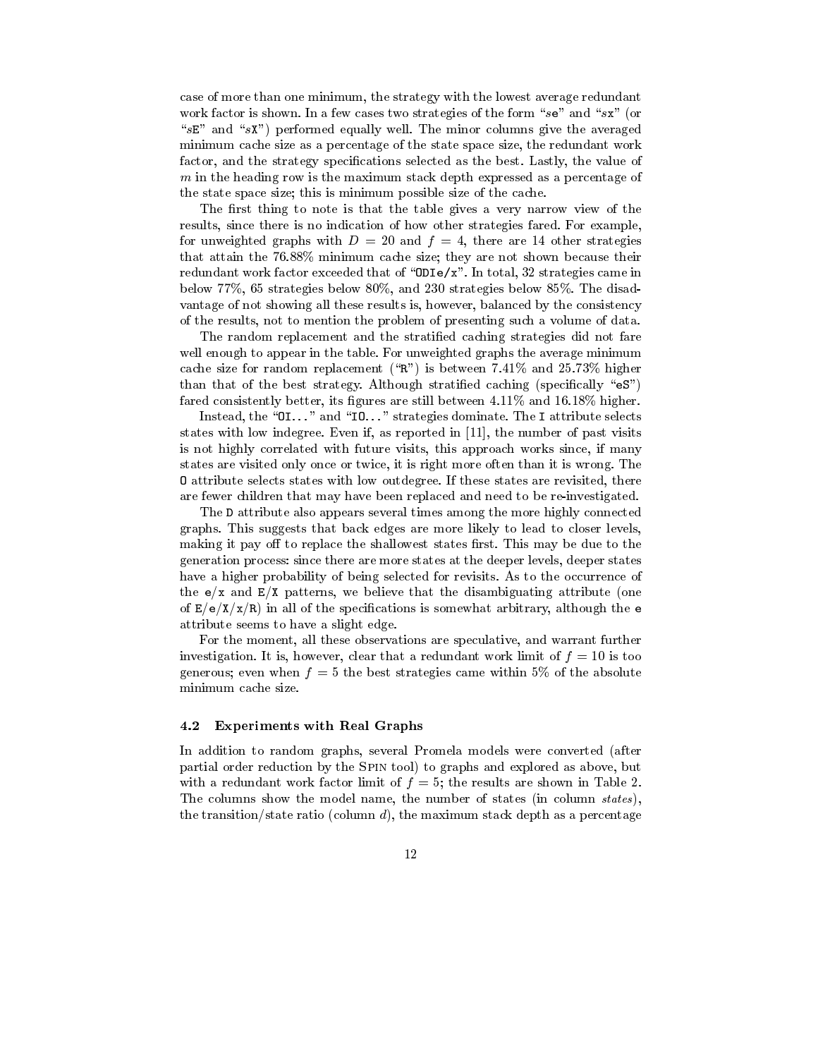case of more than one minimum, the strategy with the lowest average redundant work factor is shown. In a few cases two strategies of the form "*s*e" and "*s*x" (or "*s*E" and "*s*X") performed equally well. The minor columns give the averaged minimum cache size as a percentage of the state space size, the redundant work factor, and the strategy specifications selected as the best. Lastly, the value of $m$ in the heading row is the maximum stack depth expressed as a percentage of the state space size; this is minimum possible size of the cache.

The first thing to note is that the table gives a very narrow view of the results, since there is no indication of how other strategies fared. For example, for unweighted graphs with $D = 20$ and $f = 4$, there are 14 other strategies that attain the 76.88% minimum cache size; they are not shown because their redundant work factor exceeded that of "`ODIe/x`". In total, 32 strategies came in below 77%, 65 strategies below 80%, and 230 strategies below 85%. The disadvantage of not showing all these results is, however, balanced by the consistency of the results, not to mention the problem of presenting such a volume of data.

The random replacement and the stratified caching strategies did not fare well enough to appear in the table. For unweighted graphs the average minimum cache size for random replacement ("`R`") is between 7.41% and 25.73% higher than that of the best strategy. Although stratified caching (specifically "`eS`") fared consistently better, its figures are still between 4.11% and 16.18% higher.

Instead, the "`OI...`" and "`IO...`" strategies dominate. The `I` attribute selects states with low indegree. Even if, as reported in [11], the number of past visits is not highly correlated with future visits, this approach works since, if many states are visited only once or twice, it is right more often than it is wrong. The `O` attribute selects states with low outdegree. If these states are revisited, there are fewer children that may have been replaced and need to be re-investigated.

The `D` attribute also appears several times among the more highly connected graphs. This suggests that back edges are more likely to lead to closer levels, making it pay off to replace the shallowest states first. This may be due to the generation process: since there are more states at the deeper levels, deeper states have a higher probability of being selected for revisits. As to the occurrence of the `e`/`x` and `E`/`X` patterns, we believe that the disambiguating attribute (one of `E`/`e`/`X`/`x`/`R`) in all of the specifications is somewhat arbitrary, although the `e` attribute seems to have a slight edge.

For the moment, all these observations are speculative, and warrant further investigation. It is, however, clear that a redundant work limit of $f = 10$ is too generous; even when $f = 5$ the best strategies came within 5% of the absolute minimum cache size.

### 4.2 Experiments with Real Graphs

In addition to random graphs, several Promela models were converted (after partial order reduction by the Spin tool) to graphs and explored as above, but with a redundant work factor limit of $f = 5$; the results are shown in Table 2. The columns show the model name, the number of states (in column *states*), the transition/state ratio (column $d$), the maximum stack depth as a percentage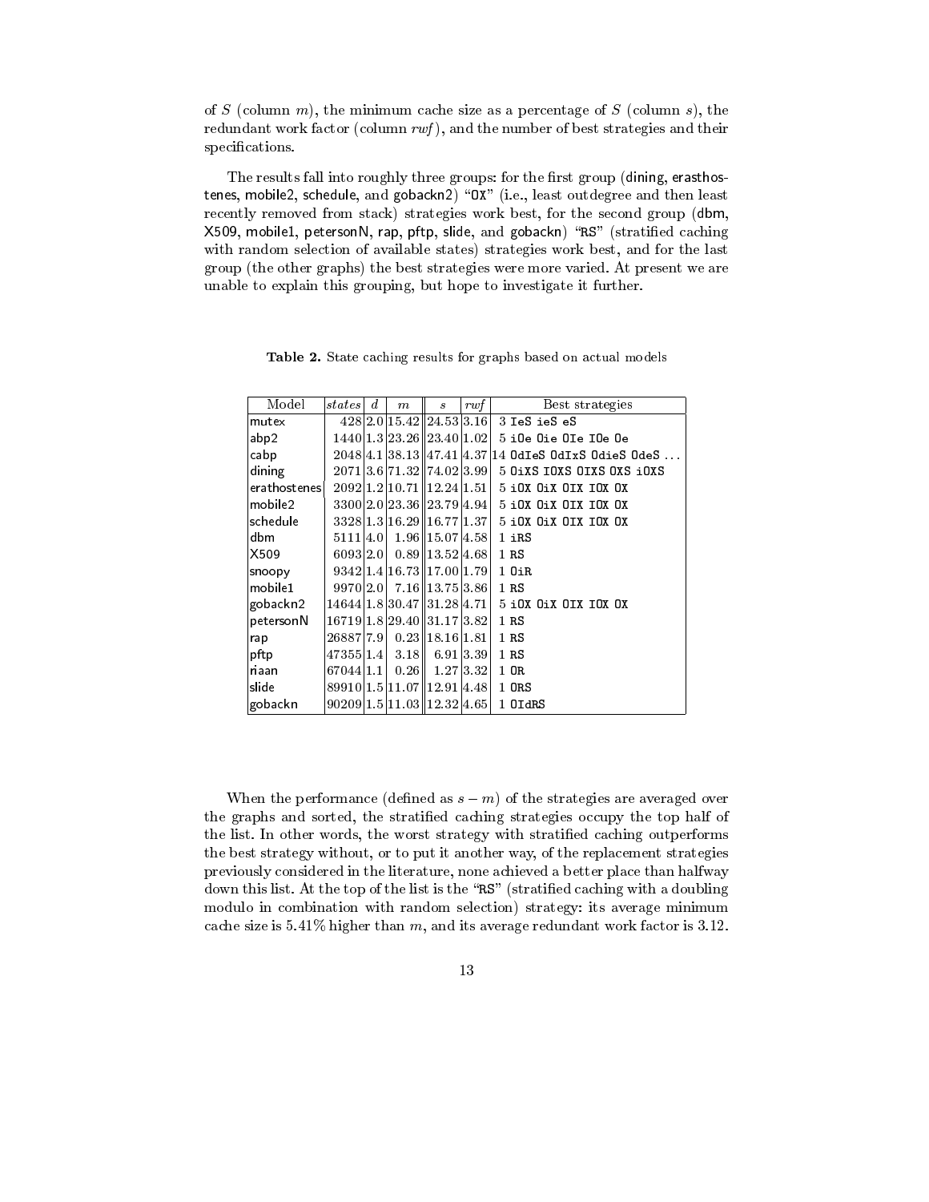of $S$ (column $m$), the minimum cache size as a percentage of $S$ (column $s$), the redundant work factor (column *rwf*), and the number of best strategies and their specifications.

The results fall into roughly three groups: for the first group (dining, erasthostenes, mobile2, schedule, and gobackn2) "OX" (i.e., least outdegree and then least recently removed from stack) strategies work best, for the second group (dbm, X509, mobile1, petersonN, rap, pftp, slide, and gobackn) "RS" (stratified caching with random selection of available states) strategies work best, and for the last group (the other graphs) the best strategies were more varied. At present we are unable to explain this grouping, but hope to investigate it further.

**Table 2.** State caching results for graphs based on actual models

| Model | *states* | $d$ | $m$ | $s$ | *rwf* | Best strategies |
|---|---|---|---|---|---|---|
| mutex | 428 | 2.0 | 15.42 | 24.53 | 3.16 | 3 `IeS ieS eS` |
| abp2 | 1440 | 1.3 | 23.26 | 23.40 | 1.02 | 5 `iOe Oie OIe IOe Oe` |
| cabp | 2048 | 4.1 | 38.13 | 47.41 | 4.37 | 14 `OdIeS OdIxS OdieS OdeS` ... |
| dining | 2071 | 3.6 | 71.32 | 74.02 | 3.99 | 5 `OiXS IOXS OIXS OXS iOXS` |
| erathostenes | 2092 | 1.2 | 10.71 | 12.24 | 1.51 | 5 `iOX OiX OIX IOX OX` |
| mobile2 | 3300 | 2.0 | 23.36 | 23.79 | 4.94 | 5 `iOX OiX OIX IOX OX` |
| schedule | 3328 | 1.3 | 16.29 | 16.77 | 1.37 | 5 `iOX OiX OIX IOX OX` |
| dbm | 5111 | 4.0 | 1.96 | 15.07 | 4.58 | 1 `iRS` |
| X509 | 6093 | 2.0 | 0.89 | 13.52 | 4.68 | 1 `RS` |
| snoopy | 9342 | 1.4 | 16.73 | 17.00 | 1.79 | 1 `OiR` |
| mobile1 | 9970 | 2.0 | 7.16 | 13.75 | 3.86 | 1 `RS` |
| gobackn2 | 14644 | 1.8 | 30.47 | 31.28 | 4.71 | 5 `iOX OiX OIX IOX OX` |
| petersonN | 16719 | 1.8 | 29.40 | 31.17 | 3.82 | 1 `RS` |
| rap | 26887 | 7.9 | 0.23 | 18.16 | 1.81 | 1 `RS` |
| pftp | 47355 | 1.4 | 3.18 | 6.91 | 3.39 | 1 `RS` |
| riaan | 67044 | 1.1 | 0.26 | 1.27 | 3.32 | 1 `OR` |
| slide | 89910 | 1.5 | 11.07 | 12.91 | 4.48 | 1 `ORS` |
| gobackn | 90209 | 1.5 | 11.03 | 12.32 | 4.65 | 1 `OIdRS` |

When the performance (defined as $s - m$) of the strategies are averaged over the graphs and sorted, the stratified caching strategies occupy the top half of the list. In other words, the worst strategy with stratified caching outperforms the best strategy without, or to put it another way, of the replacement strategies previously considered in the literature, none achieved a better place than halfway down this list. At the top of the list is the "RS" (stratified caching with a doubling modulo in combination with random selection) strategy: its average minimum cache size is 5.41% higher than $m$, and its average redundant work factor is 3.12.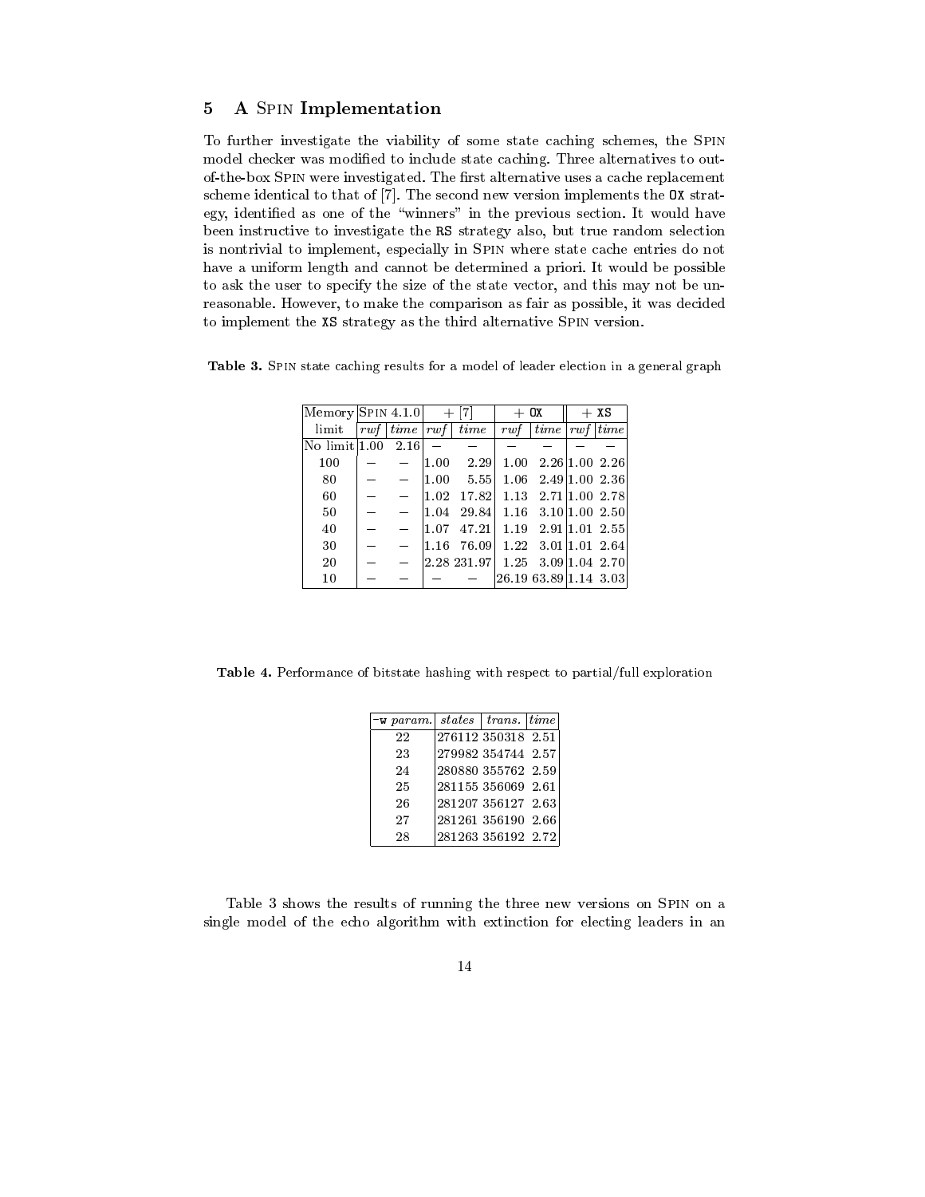## 5 A Spin Implementation

To further investigate the viability of some state caching schemes, the Spin model checker was modified to include state caching. Three alternatives to out-of-the-box Spin were investigated. The first alternative uses a cache replacement scheme identical to that of [7]. The second new version implements the `OX` strategy, identified as one of the "winners" in the previous section. It would have been instructive to investigate the `RS` strategy also, but true random selection is nontrivial to implement, especially in Spin where state cache entries do not have a uniform length and cannot be determined a priori. It would be possible to ask the user to specify the size of the state vector, and this may not be unreasonable. However, to make the comparison as fair as possible, it was decided to implement the `XS` strategy as the third alternative Spin version.

**Table 3.** Spin state caching results for a model of leader election in a general graph

| Memory | Spin 4.1.0 | | + [7] | | + `OX` | | + `XS` | |
|---|---|---|---|---|---|---|---|---|
| limit | *rwf* | *time* | *rwf* | *time* | *rwf* | *time* | *rwf* | *time* |
| No limit | 1.00 | 2.16 | – | – | – | – | – | – |
| 100 | – | – | 1.00 | 2.29 | 1.00 | 2.26 | 1.00 | 2.26 |
| 80 | – | – | 1.00 | 5.55 | 1.06 | 2.49 | 1.00 | 2.36 |
| 60 | – | – | 1.02 | 17.82 | 1.13 | 2.71 | 1.00 | 2.78 |
| 50 | – | – | 1.04 | 29.84 | 1.16 | 3.10 | 1.00 | 2.50 |
| 40 | – | – | 1.07 | 47.21 | 1.19 | 2.91 | 1.01 | 2.55 |
| 30 | – | – | 1.16 | 76.09 | 1.22 | 3.01 | 1.01 | 2.64 |
| 20 | – | – | 2.28 | 231.97 | 1.25 | 3.09 | 1.04 | 2.70 |
| 10 | – | – | – | – | 26.19 | 63.89 | 1.14 | 3.03 |

**Table 4.** Performance of bitstate hashing with respect to partial/full exploration

| `-w` *param.* | *states* | *trans.* | *time* |
|---|---|---|---|
| 22 | 276112 | 350318 | 2.51 |
| 23 | 279982 | 354744 | 2.57 |
| 24 | 280880 | 355762 | 2.59 |
| 25 | 281155 | 356069 | 2.61 |
| 26 | 281207 | 356127 | 2.63 |
| 27 | 281261 | 356190 | 2.66 |
| 28 | 281263 | 356192 | 2.72 |

Table 3 shows the results of running the three new versions on Spin on a single model of the echo algorithm with extinction for electing leaders in an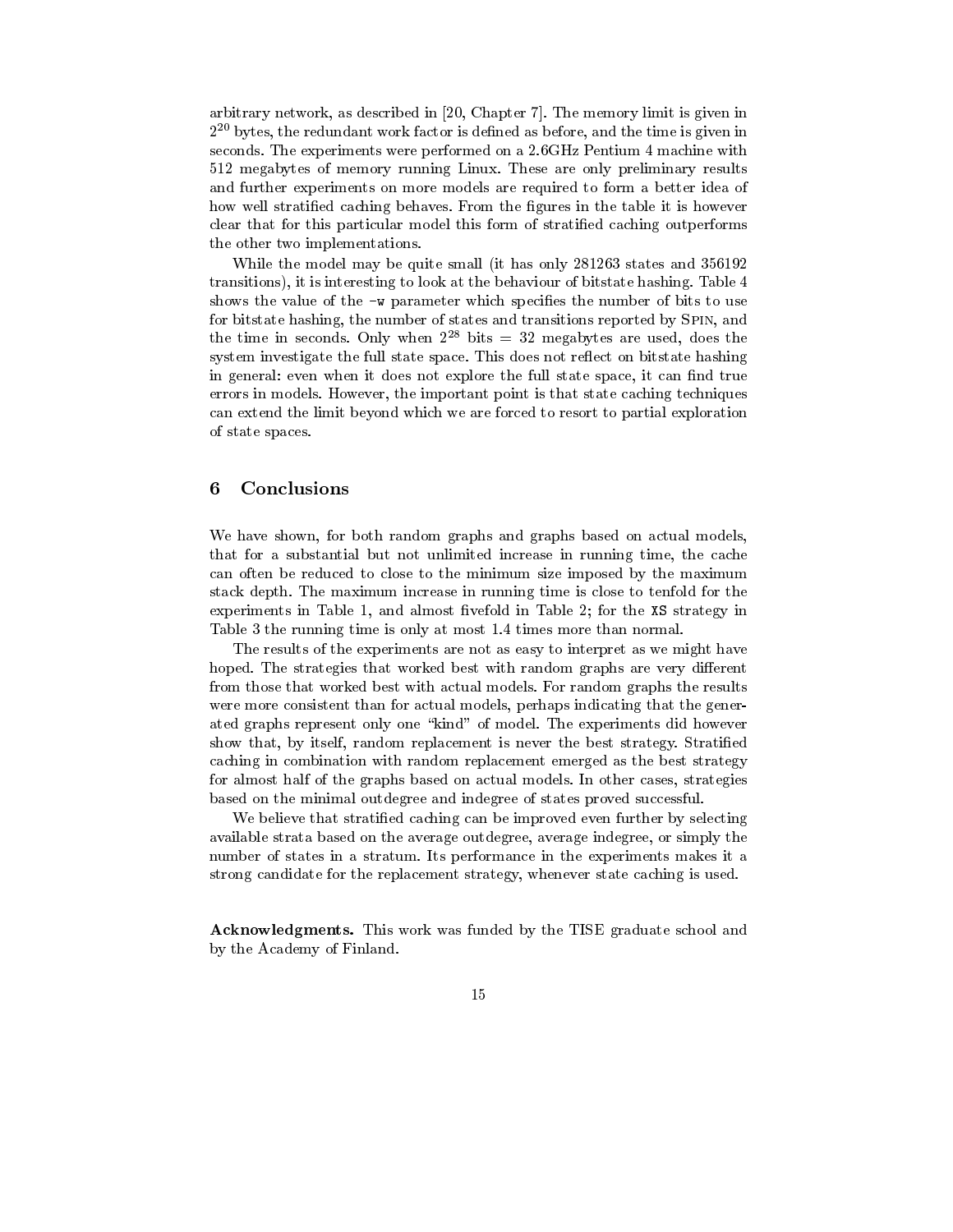arbitrary network, as described in [20, Chapter 7]. The memory limit is given in $2^{20}$ bytes, the redundant work factor is defined as before, and the time is given in seconds. The experiments were performed on a 2.6GHz Pentium 4 machine with 512 megabytes of memory running Linux. These are only preliminary results and further experiments on more models are required to form a better idea of how well stratified caching behaves. From the figures in the table it is however clear that for this particular model this form of stratified caching outperforms the other two implementations.

While the model may be quite small (it has only 281263 states and 356192 transitions), it is interesting to look at the behaviour of bitstate hashing. Table 4 shows the value of the `-w` parameter which specifies the number of bits to use for bitstate hashing, the number of states and transitions reported by Spin, and the time in seconds. Only when $2^{28}$ bits = 32 megabytes are used, does the system investigate the full state space. This does not reflect on bitstate hashing in general: even when it does not explore the full state space, it can find true errors in models. However, the important point is that state caching techniques can extend the limit beyond which we are forced to resort to partial exploration of state spaces.

## 6 Conclusions

We have shown, for both random graphs and graphs based on actual models, that for a substantial but not unlimited increase in running time, the cache can often be reduced to close to the minimum size imposed by the maximum stack depth. The maximum increase in running time is close to tenfold for the experiments in Table 1, and almost fivefold in Table 2; for the `XS` strategy in Table 3 the running time is only at most 1.4 times more than normal.

The results of the experiments are not as easy to interpret as we might have hoped. The strategies that worked best with random graphs are very different from those that worked best with actual models. For random graphs the results were more consistent than for actual models, perhaps indicating that the generated graphs represent only one "kind" of model. The experiments did however show that, by itself, random replacement is never the best strategy. Stratified caching in combination with random replacement emerged as the best strategy for almost half of the graphs based on actual models. In other cases, strategies based on the minimal outdegree and indegree of states proved successful.

We believe that stratified caching can be improved even further by selecting available strata based on the average outdegree, average indegree, or simply the number of states in a stratum. Its performance in the experiments makes it a strong candidate for the replacement strategy, whenever state caching is used.

**Acknowledgments.** This work was funded by the TISE graduate school and by the Academy of Finland.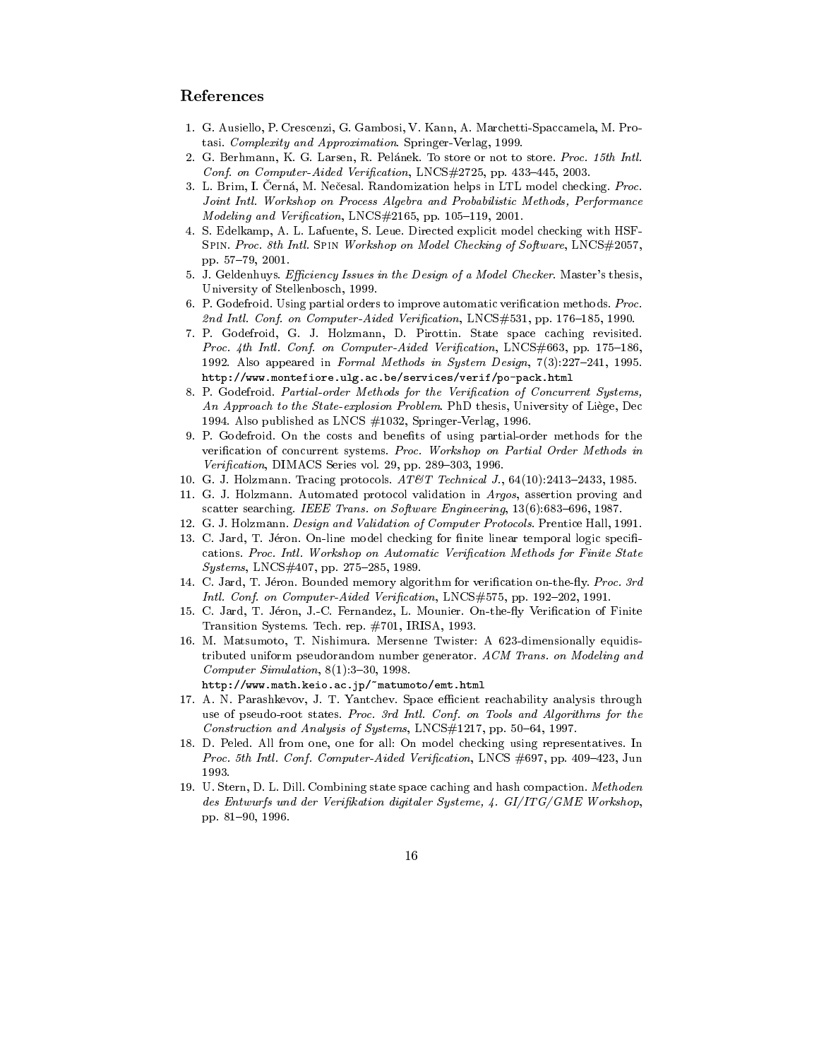## References

1. G. Ausiello, P. Crescenzi, G. Gambosi, V. Kann, A. Marchetti-Spaccamela, M. Protasi. *Complexity and Approximation*. Springer-Verlag, 1999.
2. G. Berhmann, K. G. Larsen, R. Pelánek. To store or not to store. *Proc. 15th Intl. Conf. on Computer-Aided Verification*, LNCS#2725, pp. 433–445, 2003.
3. L. Brim, I. Černá, M. Nečesal. Randomization helps in LTL model checking. *Proc. Joint Intl. Workshop on Process Algebra and Probabilistic Methods, Performance Modeling and Verification*, LNCS#2165, pp. 105–119, 2001.
4. S. Edelkamp, A. L. Lafuente, S. Leue. Directed explicit model checking with HSF-Spin. *Proc. 8th Intl.* Spin *Workshop on Model Checking of Software*, LNCS#2057, pp. 57–79, 2001.
5. J. Geldenhuys. *Efficiency Issues in the Design of a Model Checker*. Master's thesis, University of Stellenbosch, 1999.
6. P. Godefroid. Using partial orders to improve automatic verification methods. *Proc. 2nd Intl. Conf. on Computer-Aided Verification*, LNCS#531, pp. 176–185, 1990.
7. P. Godefroid, G. J. Holzmann, D. Pirottin. State space caching revisited. *Proc. 4th Intl. Conf. on Computer-Aided Verification*, LNCS#663, pp. 175–186, 1992. Also appeared in *Formal Methods in System Design*, 7(3):227–241, 1995. `http://www.montefiore.ulg.ac.be/services/verif/po-pack.html`
8. P. Godefroid. *Partial-order Methods for the Verification of Concurrent Systems, An Approach to the State-explosion Problem*. PhD thesis, University of Liège, Dec 1994. Also published as LNCS #1032, Springer-Verlag, 1996.
9. P. Godefroid. On the costs and benefits of using partial-order methods for the verification of concurrent systems. *Proc. Workshop on Partial Order Methods in Verification*, DIMACS Series vol. 29, pp. 289–303, 1996.
10. G. J. Holzmann. Tracing protocols. *AT&T Technical J.*, 64(10):2413–2433, 1985.
11. G. J. Holzmann. Automated protocol validation in *Argos*, assertion proving and scatter searching. *IEEE Trans. on Software Engineering*, 13(6):683–696, 1987.
12. G. J. Holzmann. *Design and Validation of Computer Protocols*. Prentice Hall, 1991.
13. C. Jard, T. Jéron. On-line model checking for finite linear temporal logic specifications. *Proc. Intl. Workshop on Automatic Verification Methods for Finite State Systems*, LNCS#407, pp. 275–285, 1989.
14. C. Jard, T. Jéron. Bounded memory algorithm for verification on-the-fly. *Proc. 3rd Intl. Conf. on Computer-Aided Verification*, LNCS#575, pp. 192–202, 1991.
15. C. Jard, T. Jéron, J.-C. Fernandez, L. Mounier. On-the-fly Verification of Finite Transition Systems. Tech. rep. #701, IRISA, 1993.
16. M. Matsumoto, T. Nishimura. Mersenne Twister: A 623-dimensionally equidistributed uniform pseudorandom number generator. *ACM Trans. on Modeling and Computer Simulation*, 8(1):3–30, 1998. `http://www.math.keio.ac.jp/~matumoto/emt.html`
17. A. N. Parashkevov, J. T. Yantchev. Space efficient reachability analysis through use of pseudo-root states. *Proc. 3rd Intl. Conf. on Tools and Algorithms for the Construction and Analysis of Systems*, LNCS#1217, pp. 50–64, 1997.
18. D. Peled. All from one, one for all: On model checking using representatives. In *Proc. 5th Intl. Conf. Computer-Aided Verification*, LNCS #697, pp. 409–423, Jun 1993.
19. U. Stern, D. L. Dill. Combining state space caching and hash compaction. *Methoden des Entwurfs und der Verifikation digitaler Systeme, 4. GI/ITG/GME Workshop*, pp. 81–90, 1996.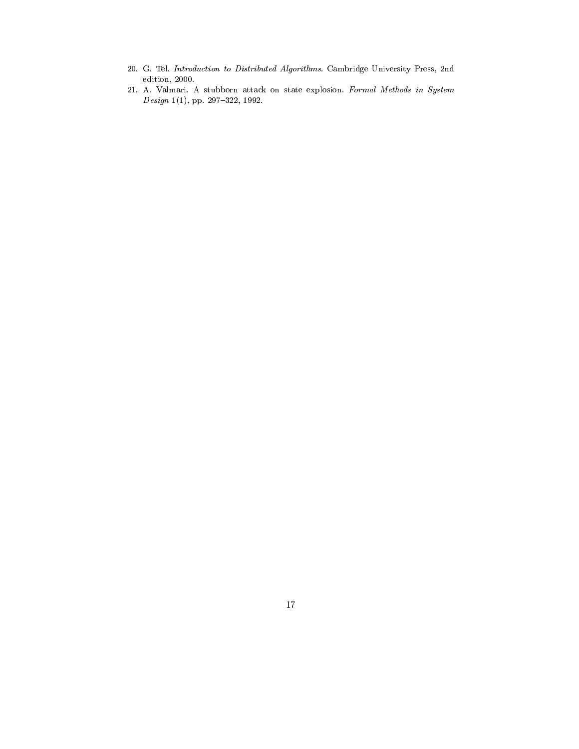20. G. Tel. *Introduction to Distributed Algorithms*. Cambridge University Press, 2nd edition, 2000.
21. A. Valmari. A stubborn attack on state explosion. *Formal Methods in System Design* 1(1), pp. 297–322, 1992.